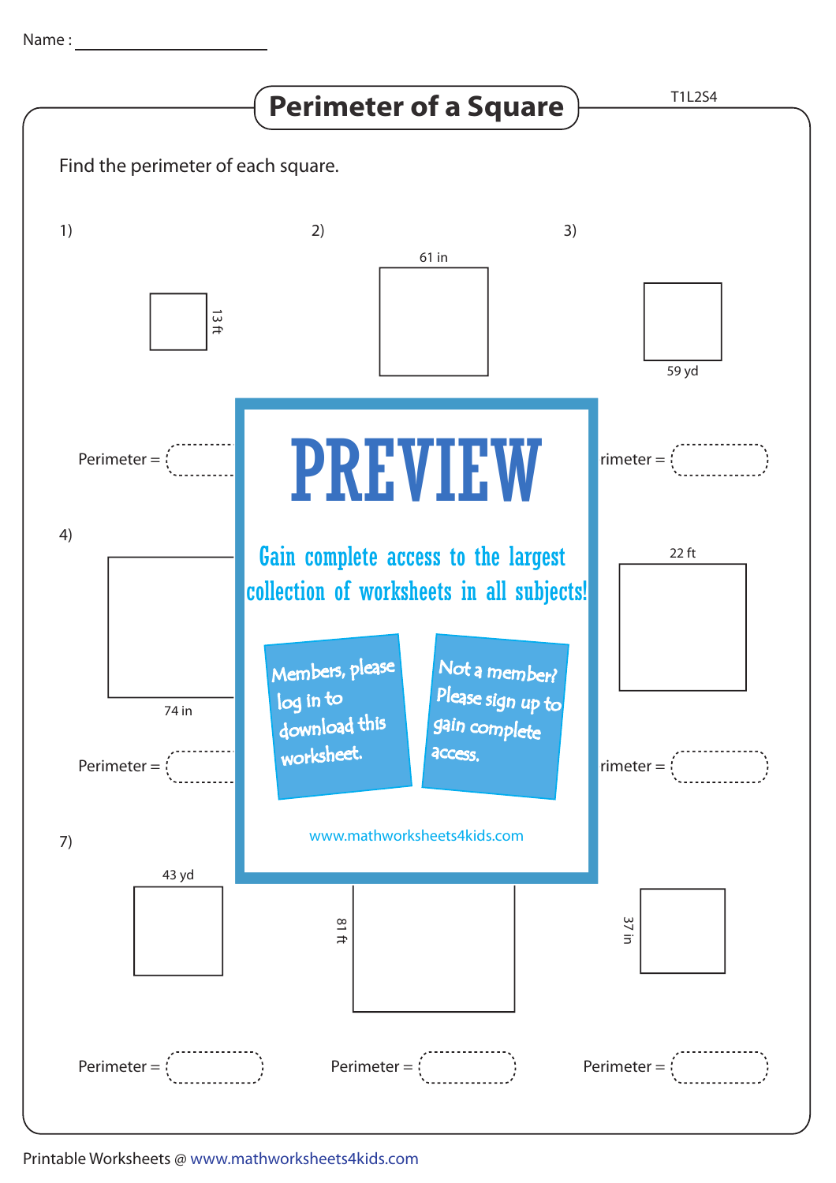Name : ____________________

# Perimeter of a Square

T1L2S4

Find the perimeter of each square.

1) 13 ft

Perimeter = 

2) 61 in

3) 59 yd

rimeter = 

4) 74 in

Perimeter = 

22 ft

rimeter = 

**PREVIEW**

Gain complete access to the largest collection of worksheets in all subjects!

Members, please log in to download this worksheet.

Not a member? Please sign up to gain complete access.

www.mathworksheets4kids.com

7) 43 yd

Perimeter = 

81 ft

Perimeter = 

37 in

Perimeter = 

Printable Worksheets @ www.mathworksheets4kids.com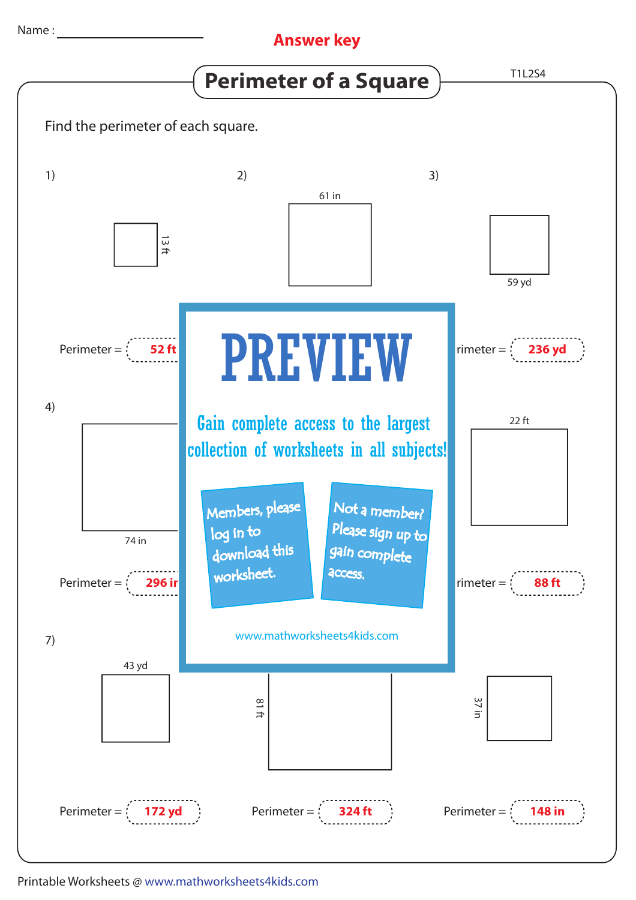Name : ____________________

**Answer key**

# Perimeter of a Square

T1L2S4

Find the perimeter of each square.

1) 13 ft

Perimeter = **52 ft**

2) 61 in

3) 59 yd

Perimeter = **236 yd**

4) 74 in

Perimeter = **296 in**

6) 22 ft

Perimeter = **88 ft**

**PREVIEW**

Gain complete access to the largest collection of worksheets in all subjects!

Members, please log in to download this worksheet.

Not a member? Please sign up to gain complete access.

www.mathworksheets4kids.com

7) 43 yd

Perimeter = **172 yd**

8) 81 ft

Perimeter = **324 ft**

9) 37 in

Perimeter = **148 in**

Printable Worksheets @ www.mathworksheets4kids.com